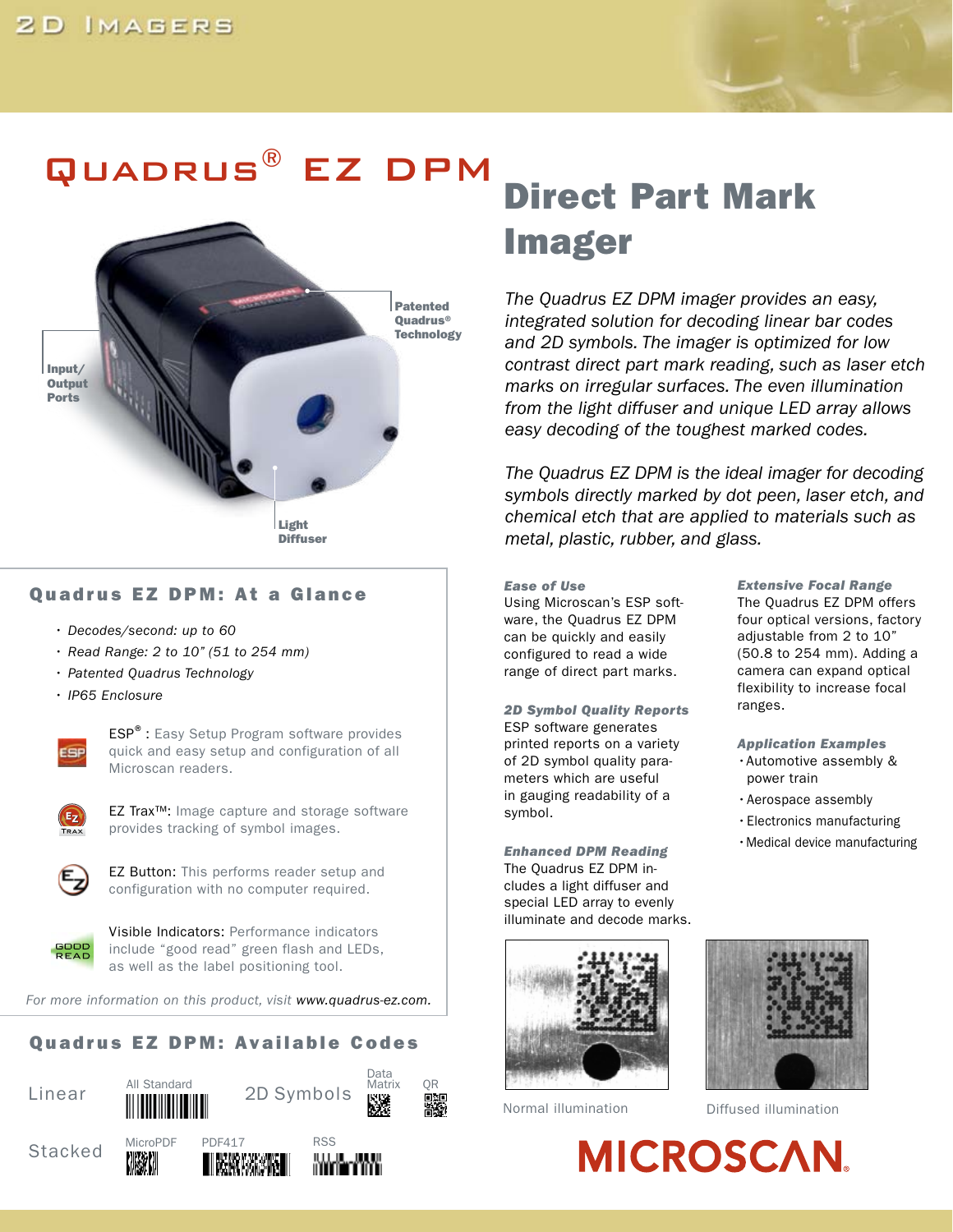# Quadrus® EZ DPM

## Direct Part Mark Imager

Patented Quadrus® Technology

Input/Output Ports

Light Diffuser

*The Quadrus EZ DPM imager provides an easy, integrated solution for decoding linear bar codes and 2D symbols. The imager is optimized for low contrast direct part mark reading, such as laser etch marks on irregular surfaces. The even illumination from the light diffuser and unique LED array allows easy decoding of the toughest marked codes.*

*The Quadrus EZ DPM is the ideal imager for decoding symbols directly marked by dot peen, laser etch, and chemical etch that are applied to materials such as metal, plastic, rubber, and glass.*

### Quadrus EZ DPM: At a Glance

- *Decodes/second: up to 60*
- *Read Range: 2 to 10" (51 to 254 mm)*
- *Patented Quadrus Technology*
- *IP65 Enclosure*

ESP® : Easy Setup Program software provides quick and easy setup and configuration of all Microscan readers.

EZ Trax™: Image capture and storage software provides tracking of symbol images.

EZ Button: This performs reader setup and configuration with no computer required.

Visible Indicators: Performance indicators include "good read" green flash and LEDs, as well as the label positioning tool.

*For more information on this product, visit www.quadrus-ez.com.*

### Quadrus EZ DPM: Available Codes

| | | | |
|---|---|---|---|
| Linear | All Standard | 2D Symbols | Data Matrix, QR |
| Stacked | MicroPDF | PDF417 | RSS |

#### *Ease of Use*

Using Microscan's ESP software, the Quadrus EZ DPM can be quickly and easily configured to read a wide range of direct part marks.

#### *2D Symbol Quality Reports*

ESP software generates printed reports on a variety of 2D symbol quality parameters which are useful in gauging readability of a symbol.

#### *Enhanced DPM Reading*

The Quadrus EZ DPM includes a light diffuser and special LED array to evenly illuminate and decode marks.

#### *Extensive Focal Range*

The Quadrus EZ DPM offers four optical versions, factory adjustable from 2 to 10" (50.8 to 254 mm). Adding a camera can expand optical flexibility to increase focal ranges.

#### *Application Examples*

- Automotive assembly & power train
- Aerospace assembly
- Electronics manufacturing
- Medical device manufacturing

Normal illumination

Diffused illumination

MICROSCAN.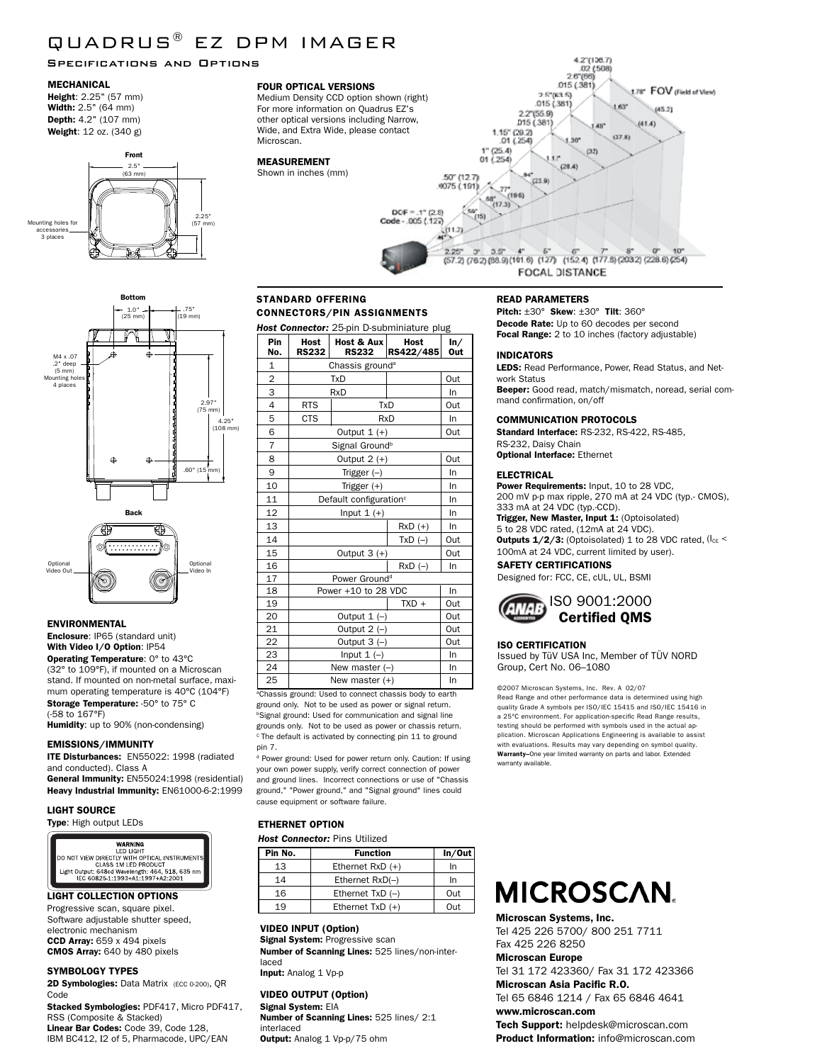# QUADRUS® EZ DPM IMAGER

## Specifications and Options

### MECHANICAL

**Height**: 2.25" (57 mm)
**Width:** 2.5" (64 mm)
**Depth:** 4.2" (107 mm)
**Weight**: 12 oz. (340 g)

Front
2.5" (63 mm)
2.25" (57 mm)
Mounting holes for accessories 3 places

Bottom
1.0" (25 mm)
.75" (19 mm)
M4 x .07 .2" deep (5 mm) Mounting holes 4 places
2.97" (75 mm)
4.25" (108 mm)
.60" (15 mm)

Back
Optional Video Out
Optional Video In

### FOUR OPTICAL VERSIONS

Medium Density CCD option shown (right)
For more information on Quadrus EZ's other optical versions including Narrow, Wide, and Extra Wide, please contact Microscan.

### MEASUREMENT

Shown in inches (mm)

4.2"(106.7)
.02 (.508)
2.6"(66)
.015 (.381)
2.5"(63.5)
.015 (.381)
2.2"(55.9)
.015 (.381)
1.15" (29.2)
.01 (.254)
1" (25.4)
.01 (.254)
.50" (12.7)
.0075 (.191)
DOF = .1" (2.5)
Code - .005 (.127)
1.78" FOV (Field of View)
1.63"
(45.2)
1.49"
(41.4)
1.30"
(37.8)
(33)
1.12"
(28.4)
.94"
(23.9)
.77"
(19.6)
.68"
(17.3)
.59"
(15)
.44"
(11.2)
2.25" 3" 3.5" 4" 5" 6" 7" 8" 9" 10"
(57.2) (76.2) (88.9) (101.6) (127) (152.4) (177.8) (203.2) (228.6) (254)
FOCAL DISTANCE

### ENVIRONMENTAL

**Enclosure**: IP65 (standard unit)
**With Video I/O Option**: IP54
**Operating Temperature**: 0° to 43°C (32° to 109°F), if mounted on a Microscan stand. If mounted on non-metal surface, maximum operating temperature is 40°C (104°F)
**Storage Temperature:** -50° to 75° C (-58 to 167°F)
**Humidity**: up to 90% (non-condensing)

### EMISSIONS/IMMUNITY

**ITE Disturbances:** EN55022: 1998 (radiated and conducted). Class A
**General Immunity:** EN55024:1998 (residential)
**Heavy Industrial Immunity:** EN61000-6-2:1999

### LIGHT SOURCE

**Type**: High output LEDs

WARNING
LED LIGHT
DO NOT VIEW DIRECTLY WITH OPTICAL INSTRUMENTS
CLASS 1M LED PRODUCT
Light Output: 648cd Wavelength: 464, 518, 635 nm
IEC 60825-1:1993+A1:1997+A2:2001

### LIGHT COLLECTION OPTIONS

Progressive scan, square pixel.
Software adjustable shutter speed, electronic mechanism
**CCD Array:** 659 x 494 pixels
**CMOS Array:** 640 by 480 pixels

### SYMBOLOGY TYPES

**2D Symbologies:** Data Matrix (ECC 0-200), QR Code
**Stacked Symbologies:** PDF417, Micro PDF417, RSS (Composite & Stacked)
**Linear Bar Codes:** Code 39, Code 128, IBM BC412, I2 of 5, Pharmacode, UPC/EAN

### STANDARD OFFERING CONNECTORS/PIN ASSIGNMENTS

***Host Connector:*** 25-pin D-subminiature plug

| Pin No. | Host RS232 | Host & Aux RS232 | Host RS422/485 | In/Out |
|---|---|---|---|---|
| 1 | Chassis ground[a] | | | |
| 2 | TxD | | | Out |
| 3 | RxD | | | In |
| 4 | RTS | TxD | | Out |
| 5 | CTS | RxD | | In |
| 6 | Output 1 (+) | | | Out |
| 7 | Signal Ground[b] | | | |
| 8 | Output 2 (+) | | | Out |
| 9 | Trigger (–) | | | In |
| 10 | Trigger (+) | | | In |
| 11 | Default configuration[c] | | | In |
| 12 | Input 1 (+) | | | In |
| 13 | | | RxD (+) | In |
| 14 | | | TxD (–) | Out |
| 15 | Output 3 (+) | | | Out |
| 16 | | | RxD (–) | In |
| 17 | Power Ground[d] | | | |
| 18 | Power +10 to 28 VDC | | | In |
| 19 | | | TXD + | Out |
| 20 | Output 1 (–) | | | Out |
| 21 | Output 2 (–) | | | Out |
| 22 | Output 3 (–) | | | Out |
| 23 | Input 1 (–) | | | In |
| 24 | New master (–) | | | In |
| 25 | New master (+) | | | In |

[a]Chassis ground: Used to connect chassis body to earth ground only. Not to be used as power or signal return.
[b]Signal ground: Used for communication and signal line grounds only. Not to be used as power or chassis return.
[c] The default is activated by connecting pin 11 to ground pin 7.
[d] Power ground: Used for power return only. Caution: If using your own power supply, verify correct connection of power and ground lines. Incorrect connections or use of "Chassis ground," "Power ground," and "Signal ground" lines could cause equipment or software failure.

### ETHERNET OPTION

***Host Connector:*** Pins Utilized

| Pin No. | Function | In/Out |
|---|---|---|
| 13 | Ethernet RxD (+) | In |
| 14 | Ethernet RxD(–) | In |
| 16 | Ethernet TxD (–) | Out |
| 19 | Ethernet TxD (+) | Out |

### VIDEO INPUT (Option)

**Signal System:** Progressive scan
**Number of Scanning Lines:** 525 lines/non-interlaced
**Input:** Analog 1 Vp-p

### VIDEO OUTPUT (Option)

**Signal System:** EIA
**Number of Scanning Lines:** 525 lines/ 2:1 interlaced
**Output:** Analog 1 Vp-p/75 ohm

### READ PARAMETERS

**Pitch:** ±30° **Skew**: ±30° **Tilt**: 360°
**Decode Rate:** Up to 60 decodes per second
**Focal Range:** 2 to 10 inches (factory adjustable)

### INDICATORS

**LEDS:** Read Performance, Power, Read Status, and Network Status
**Beeper:** Good read, match/mismatch, noread, serial command confirmation, on/off

### COMMUNICATION PROTOCOLS

**Standard Interface:** RS-232, RS-422, RS-485, RS-232, Daisy Chain
**Optional Interface:** Ethernet

### ELECTRICAL

**Power Requirements:** Input, 10 to 28 VDC, 200 mV p-p max ripple, 270 mA at 24 VDC (typ.- CMOS), 333 mA at 24 VDC (typ.-CCD).
**Trigger, New Master, Input 1:** (Optoisolated) 5 to 28 VDC rated, (12mA at 24 VDC).
**Outputs 1/2/3:** (Optoisolated) 1 to 28 VDC rated, ($I_{CE}$ < 100mA at 24 VDC, current limited by user).

### SAFETY CERTIFICATIONS

Designed for: FCC, CE, cUL, UL, BSMI

ANAB ISO 9001:2000 **Certified QMS**

### ISO CERTIFICATION

Issued by TüV USA Inc, Member of TÜV NORD Group, Cert No. 06–1080

©2007 Microscan Systems, Inc. Rev. A 02/07
Read Range and other performance data is determined using high quality Grade A symbols per ISO/IEC 15415 and ISO/IEC 15416 in a 25°C environment. For application-specific Read Range results, testing should be performed with symbols used in the actual application. Microscan Applications Engineering is available to assist with evaluations. Results may vary depending on symbol quality.
**Warranty**–One year limited warranty on parts and labor. Extended warranty available.

MICROSCAN

**Microscan Systems, Inc.**
Tel 425 226 5700/ 800 251 7711
Fax 425 226 8250
**Microscan Europe**
Tel 31 172 423360/ Fax 31 172 423366
**Microscan Asia Pacific R.O.**
Tel 65 6846 1214 / Fax 65 6846 4641
**www.microscan.com**
**Tech Support:** helpdesk@microscan.com
**Product Information:** info@microscan.com